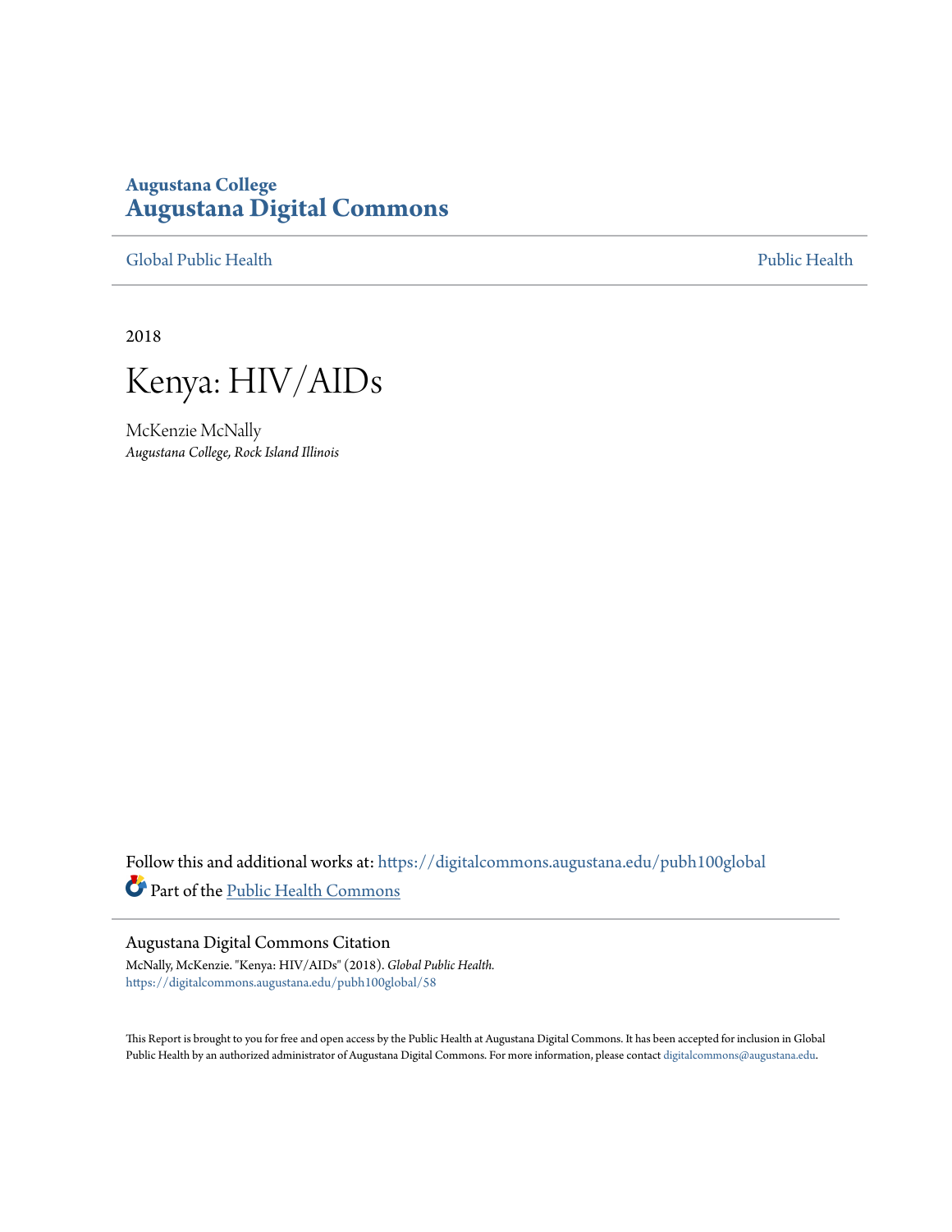**Augustana College**
# Augustana Digital Commons

Global Public Health | Public Health

2018

# Kenya: HIV/AIDs

McKenzie McNally
*Augustana College, Rock Island Illinois*

Follow this and additional works at: https://digitalcommons.augustana.edu/pubh100global

Part of the Public Health Commons

## Augustana Digital Commons Citation

McNally, McKenzie. "Kenya: HIV/AIDs" (2018). *Global Public Health.*
https://digitalcommons.augustana.edu/pubh100global/58

This Report is brought to you for free and open access by the Public Health at Augustana Digital Commons. It has been accepted for inclusion in Global Public Health by an authorized administrator of Augustana Digital Commons. For more information, please contact digitalcommons@augustana.edu.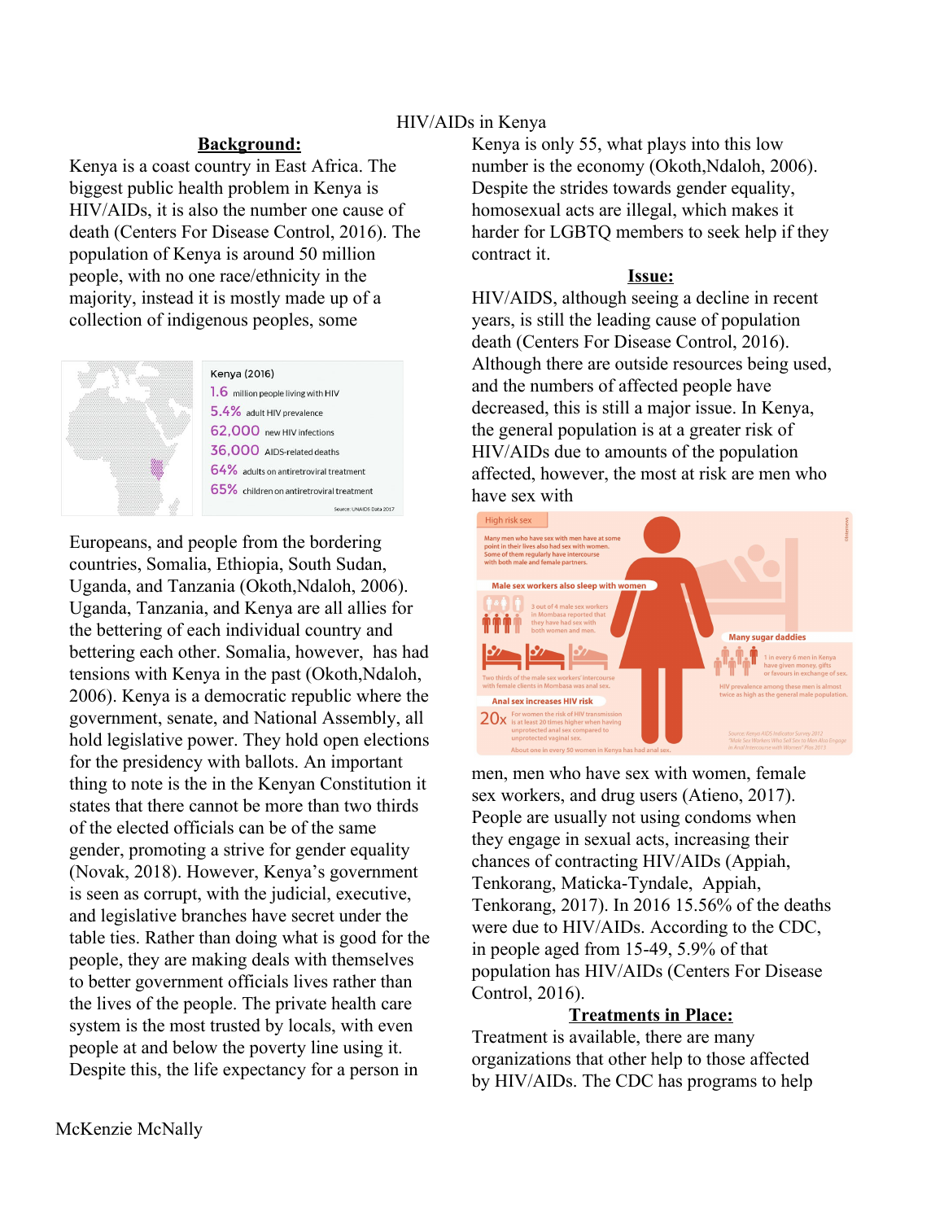# HIV/AIDs in Kenya

## Background:

Kenya is a coast country in East Africa. The biggest public health problem in Kenya is HIV/AIDs, it is also the number one cause of death (Centers For Disease Control, 2016). The population of Kenya is around 50 million people, with no one race/ethnicity in the majority, instead it is mostly made up of a collection of indigenous peoples, some Europeans, and people from the bordering countries, Somalia, Ethiopia, South Sudan, Uganda, and Tanzania (Okoth,Ndaloh, 2006). Uganda, Tanzania, and Kenya are all allies for the bettering of each individual country and bettering each other. Somalia, however, has had tensions with Kenya in the past (Okoth,Ndaloh, 2006). Kenya is a democratic republic where the government, senate, and National Assembly, all hold legislative power. They hold open elections for the presidency with ballots. An important thing to note is the in the Kenyan Constitution it states that there cannot be more than two thirds of the elected officials can be of the same gender, promoting a strive for gender equality (Novak, 2018). However, Kenya's government is seen as corrupt, with the judicial, executive, and legislative branches have secret under the table ties. Rather than doing what is good for the people, they are making deals with themselves to better government officials lives rather than the lives of the people. The private health care system is the most trusted by locals, with even people at and below the poverty line using it. Despite this, the life expectancy for a person in Kenya is only 55, what plays into this low number is the economy (Okoth,Ndaloh, 2006). Despite the strides towards gender equality, homosexual acts are illegal, which makes it harder for LGBTQ members to seek help if they contract it.

Kenya (2016)

- 1.6 million people living with HIV
- 5.4% adult HIV prevalence
- 62,000 new HIV infections
- 36,000 AIDS-related deaths
- 64% adults on antiretroviral treatment
- 65% children on antiretroviral treatment

Source: UNAIDS Data 2017

## Issue:

HIV/AIDS, although seeing a decline in recent years, is still the leading cause of population death (Centers For Disease Control, 2016). Although there are outside resources being used, and the numbers of affected people have decreased, this is still a major issue. In Kenya, the general population is at a greater risk of HIV/AIDs due to amounts of the population affected, however, the most at risk are men who have sex with men, men who have sex with women, female sex workers, and drug users (Atieno, 2017). People are usually not using condoms when they engage in sexual acts, increasing their chances of contracting HIV/AIDs (Appiah, Tenkorang, Maticka-Tyndale, Appiah, Tenkorang, 2017). In 2016 15.56% of the deaths were due to HIV/AIDs. According to the CDC, in people aged from 15-49, 5.9% of that population has HIV/AIDs (Centers For Disease Control, 2016).

High risk sex

Many men who have sex with men have at some point in their lives also had sex with women. Some of them regularly have intercourse with both male and female partners.

Male sex workers also sleep with women

3 out of 4 male sex workers in Mombasa reported that they have had sex with both women and men.

Two thirds of the male sex workers' intercourse with female clients in Mombasa was anal sex.

Anal sex increases HIV risk

20x For women the risk of HIV transmission is at least 20 times higher when having unprotected anal sex compared to unprotected vaginal sex.

About one in every 50 women in Kenya has had anal sex.

Many sugar daddies

1 in every 6 men in Kenya have given money, gifts or favours in exchange of sex.

HIV prevalence among these men is almost twice as high as the general male population.

Source: Kenya AIDS Indicator Survey 2012; "Male Sex Workers Who Sell Sex to Men Also Engage in Anal Intercourse with Women" Plos 2013

## Treatments in Place:

Treatment is available, there are many organizations that other help to those affected by HIV/AIDs. The CDC has programs to help

McKenzie McNally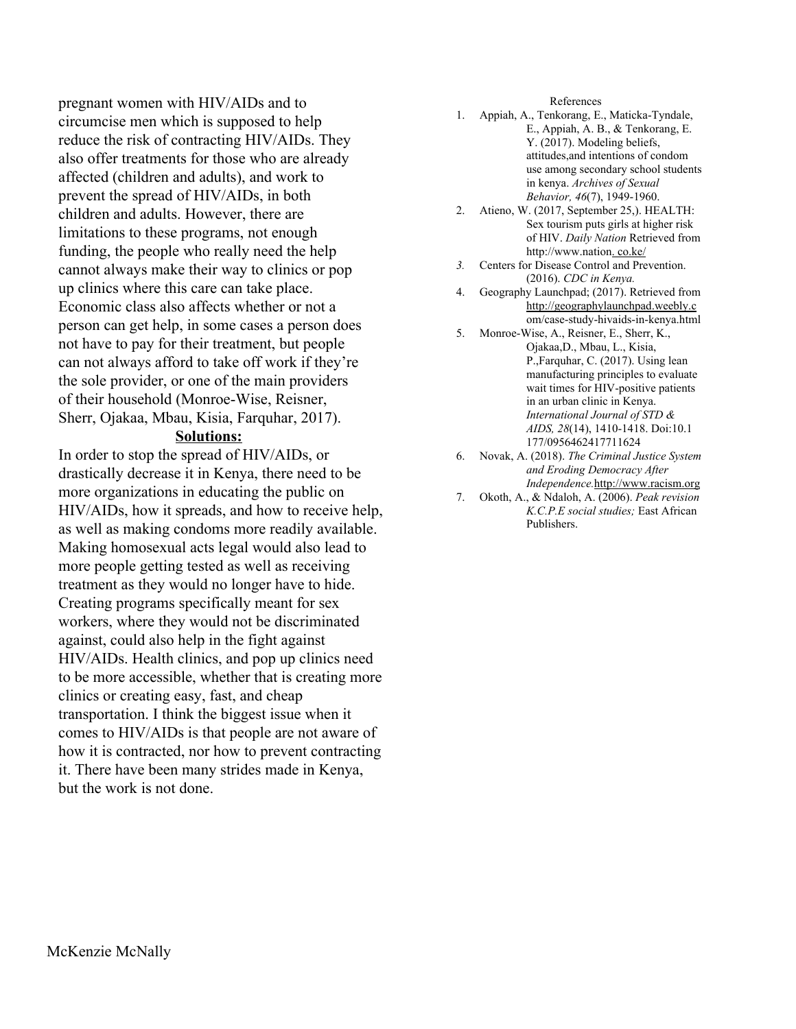pregnant women with HIV/AIDs and to circumcise men which is supposed to help reduce the risk of contracting HIV/AIDs. They also offer treatments for those who are already affected (children and adults), and work to prevent the spread of HIV/AIDs, in both children and adults. However, there are limitations to these programs, not enough funding, the people who really need the help cannot always make their way to clinics or pop up clinics where this care can take place. Economic class also affects whether or not a person can get help, in some cases a person does not have to pay for their treatment, but people can not always afford to take off work if they're the sole provider, or one of the main providers of their household (Monroe-Wise, Reisner, Sherr, Ojakaa, Mbau, Kisia, Farquhar, 2017).

**Solutions:**

In order to stop the spread of HIV/AIDs, or drastically decrease it in Kenya, there need to be more organizations in educating the public on HIV/AIDs, how it spreads, and how to receive help, as well as making condoms more readily available. Making homosexual acts legal would also lead to more people getting tested as well as receiving treatment as they would no longer have to hide. Creating programs specifically meant for sex workers, where they would not be discriminated against, could also help in the fight against HIV/AIDs. Health clinics, and pop up clinics need to be more accessible, whether that is creating more clinics or creating easy, fast, and cheap transportation. I think the biggest issue when it comes to HIV/AIDs is that people are not aware of how it is contracted, nor how to prevent contracting it. There have been many strides made in Kenya, but the work is not done.

References

1. Appiah, A., Tenkorang, E., Maticka-Tyndale, E., Appiah, A. B., & Tenkorang, E. Y. (2017). Modeling beliefs, attitudes,and intentions of condom use among secondary school students in kenya. *Archives of Sexual Behavior, 46*(7), 1949-1960.
2. Atieno, W. (2017, September 25,). HEALTH: Sex tourism puts girls at higher risk of HIV. *Daily Nation* Retrieved from http://www.nation. co.ke/
3. Centers for Disease Control and Prevention. (2016). *CDC in Kenya.*
4. Geography Launchpad; (2017). Retrieved from http://geographylaunchpad.weebly.com/case-study-hivaids-in-kenya.html
5. Monroe-Wise, A., Reisner, E., Sherr, K., Ojakaa,D., Mbau, L., Kisia, P.,Farquhar, C. (2017). Using lean manufacturing principles to evaluate wait times for HIV-positive patients in an urban clinic in Kenya. *International Journal of STD & AIDS, 28*(14), 1410-1418. Doi:10.1177/0956462417711624
6. Novak, A. (2018). *The Criminal Justice System and Eroding Democracy After Independence.*http://www.racism.org
7. Okoth, A., & Ndaloh, A. (2006). *Peak revision K.C.P.E social studies;* East African Publishers.

McKenzie McNally